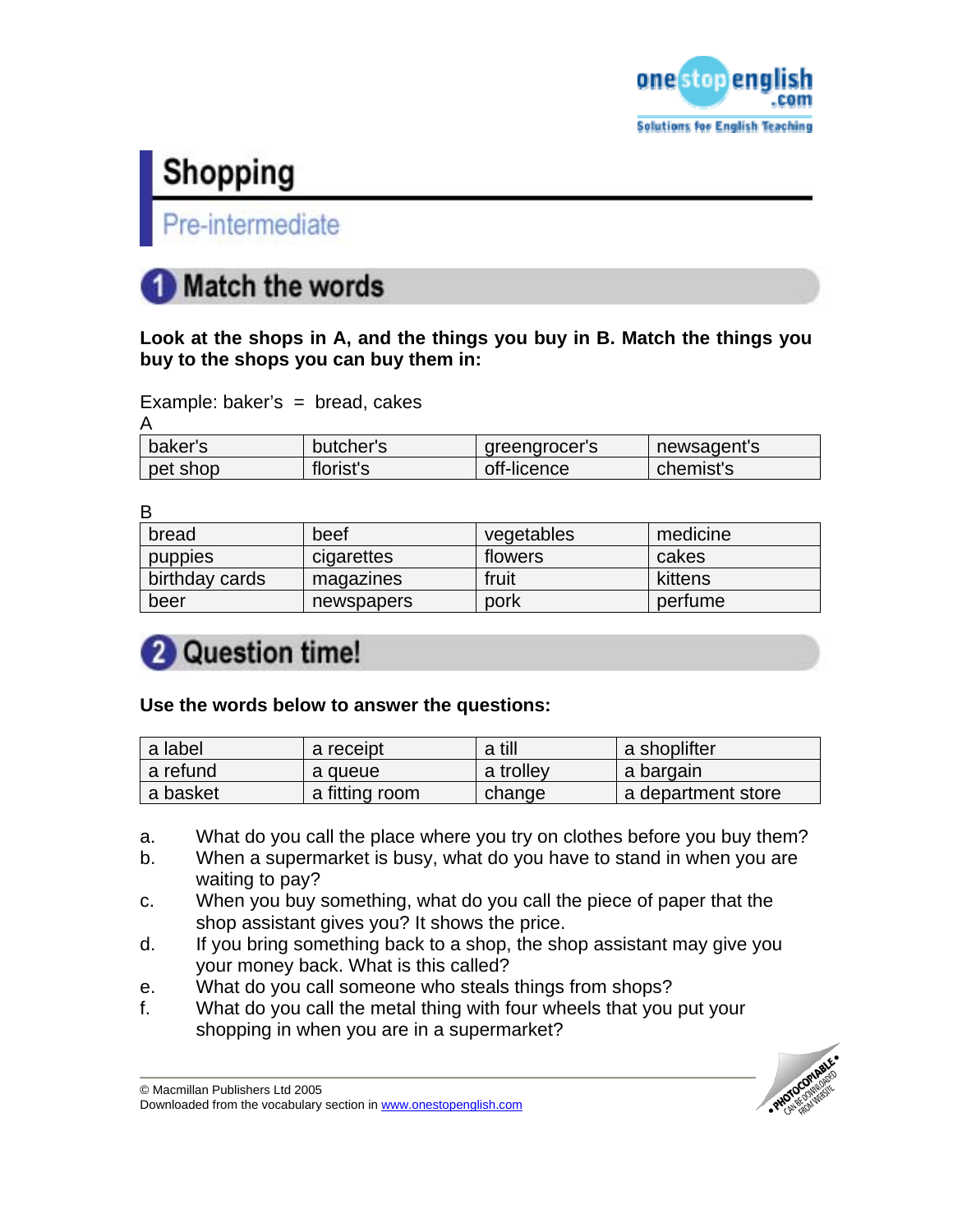# Shopping

## Pre-intermediate

## 1 Match the words

**Look at the shops in A, and the things you buy in B. Match the things you buy to the shops you can buy them in:**

Example: baker's = bread, cakes

A

| baker's | butcher's | greengrocer's | newsagent's |
|---|---|---|---|
| pet shop | florist's | off-licence | chemist's |

B

| bread | beef | vegetables | medicine |
|---|---|---|---|
| puppies | cigarettes | flowers | cakes |
| birthday cards | magazines | fruit | kittens |
| beer | newspapers | pork | perfume |

## 2 Question time!

**Use the words below to answer the questions:**

| a label | a receipt | a till | a shoplifter |
|---|---|---|---|
| a refund | a queue | a trolley | a bargain |
| a basket | a fitting room | change | a department store |

a. What do you call the place where you try on clothes before you buy them?
b. When a supermarket is busy, what do you have to stand in when you are waiting to pay?
c. When you buy something, what do you call the piece of paper that the shop assistant gives you? It shows the price.
d. If you bring something back to a shop, the shop assistant may give you your money back. What is this called?
e. What do you call someone who steals things from shops?
f. What do you call the metal thing with four wheels that you put your shopping in when you are in a supermarket?

© Macmillan Publishers Ltd 2005
Downloaded from the vocabulary section in www.onestopenglish.com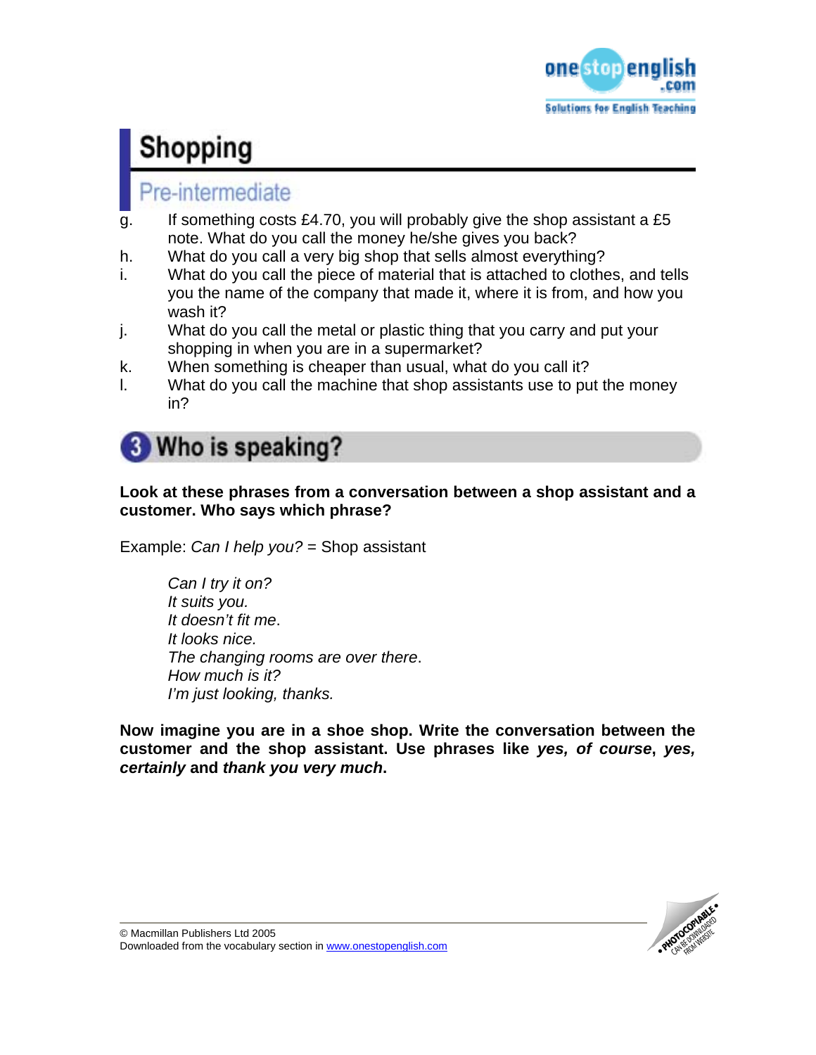g. If something costs £4.70, you will probably give the shop assistant a £5 note. What do you call the money he/she gives you back?
h. What do you call a very big shop that sells almost everything?
i. What do you call the piece of material that is attached to clothes, and tells you the name of the company that made it, where it is from, and how you wash it?
j. What do you call the metal or plastic thing that you carry and put your shopping in when you are in a supermarket?
k. When something is cheaper than usual, what do you call it?
l. What do you call the machine that shop assistants use to put the money in?

## 3 Who is speaking?

**Look at these phrases from a conversation between a shop assistant and a customer. Who says which phrase?**

Example: *Can I help you?* = Shop assistant

*Can I try it on?*
*It suits you.*
*It doesn't fit me*.
*It looks nice*.
*The changing rooms are over there*.
*How much is it?*
*I'm just looking, thanks.*

**Now imagine you are in a shoe shop. Write the conversation between the customer and the shop assistant. Use phrases like *yes, of course*, *yes, certainly* and *thank you very much*.**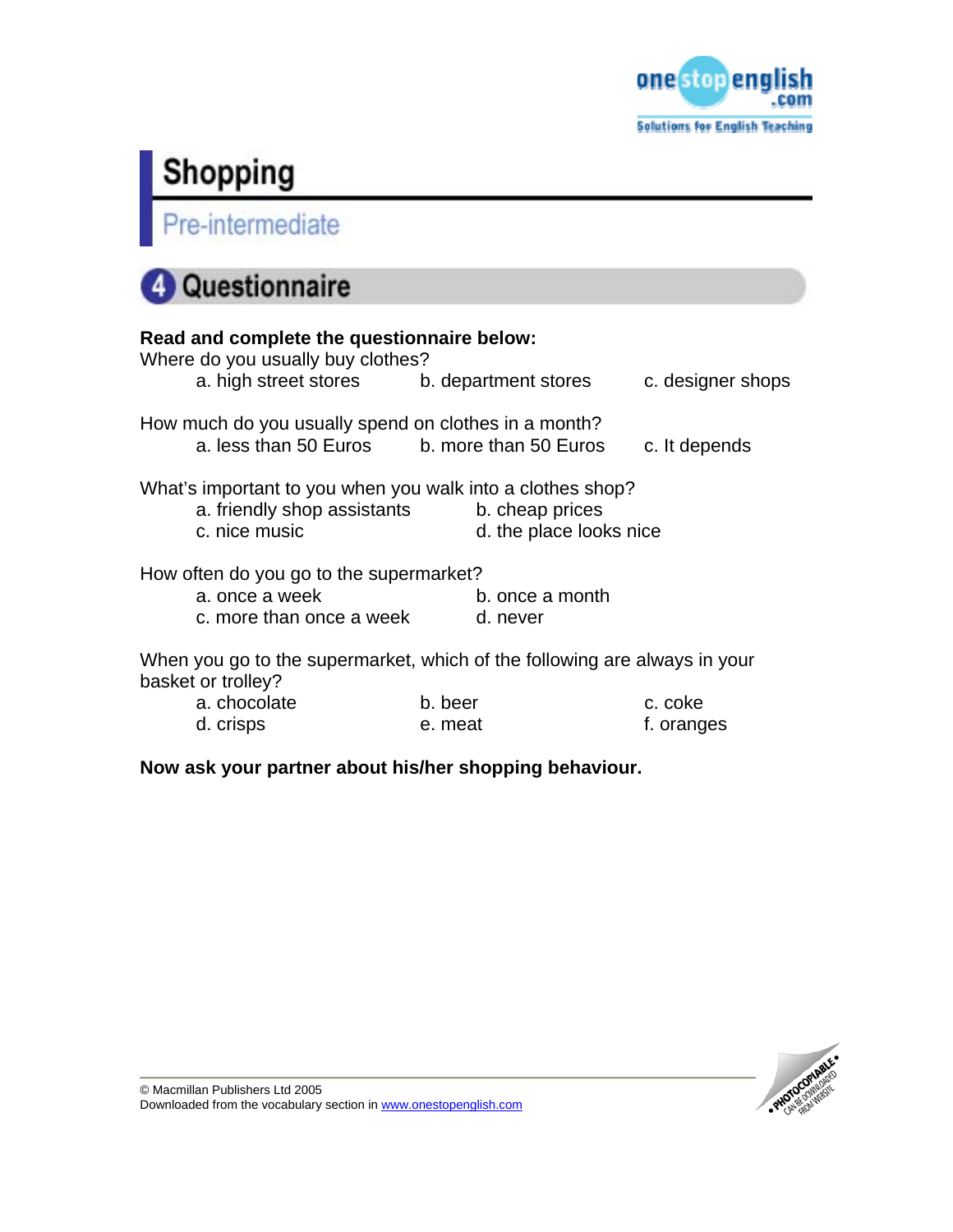# Shopping

## Pre-intermediate

### 4 Questionnaire

**Read and complete the questionnaire below:**

Where do you usually buy clothes?

a. high street stores  b. department stores  c. designer shops

How much do you usually spend on clothes in a month?

a. less than 50 Euros  b. more than 50 Euros  c. It depends

What's important to you when you walk into a clothes shop?

a. friendly shop assistants  b. cheap prices
c. nice music  d. the place looks nice

How often do you go to the supermarket?

a. once a week  b. once a month
c. more than once a week  d. never

When you go to the supermarket, which of the following are always in your basket or trolley?

a. chocolate  b. beer  c. coke
d. crisps  e. meat  f. oranges

**Now ask your partner about his/her shopping behaviour.**

© Macmillan Publishers Ltd 2005
Downloaded from the vocabulary section in www.onestopenglish.com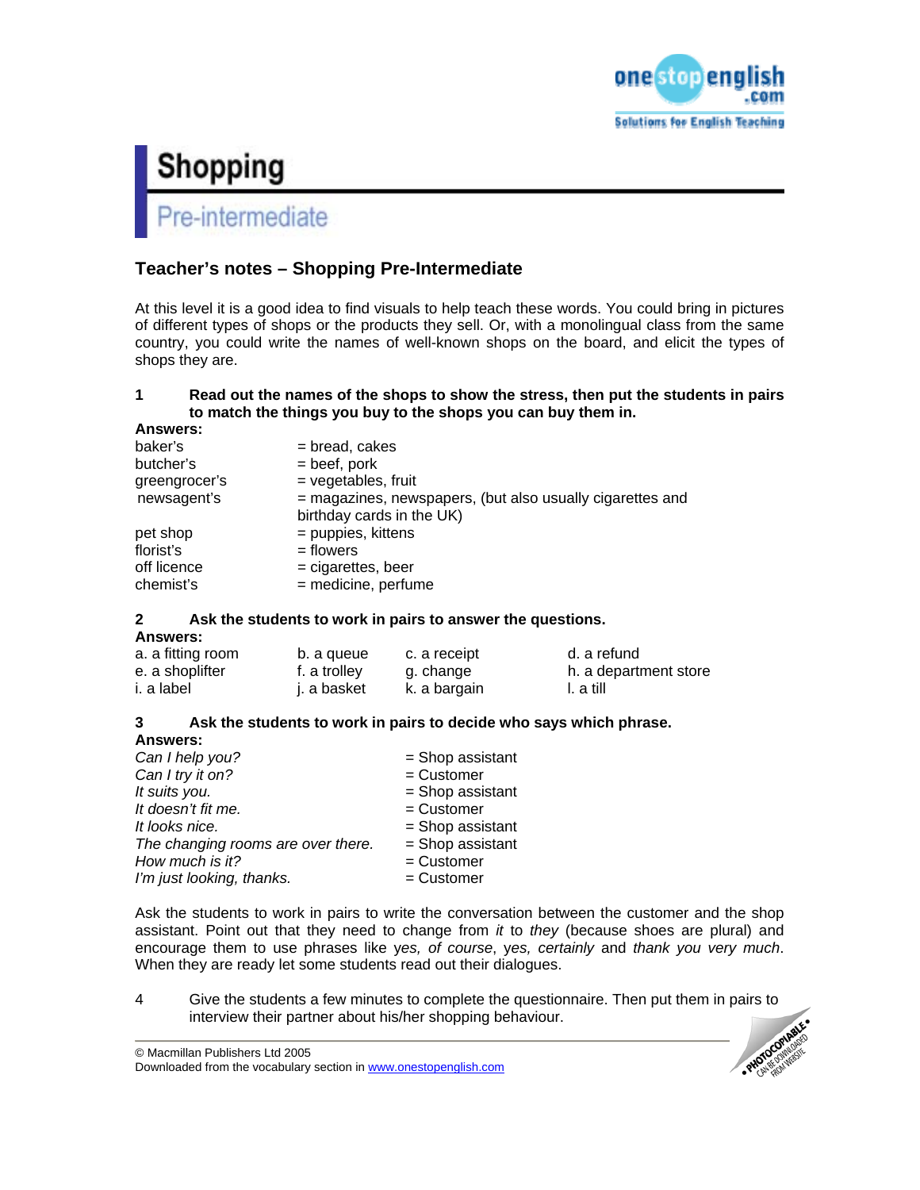# Shopping

## Pre-intermediate

### Teacher's notes – Shopping Pre-Intermediate

At this level it is a good idea to find visuals to help teach these words. You could bring in pictures of different types of shops or the products they sell. Or, with a monolingual class from the same country, you could write the names of well-known shops on the board, and elicit the types of shops they are.

**1 Read out the names of the shops to show the stress, then put the students in pairs to match the things you buy to the shops you can buy them in.**

**Answers:**

| | |
|---|---|
| baker's | = bread, cakes |
| butcher's | = beef, pork |
| greengrocer's | = vegetables, fruit |
| newsagent's | = magazines, newspapers, (but also usually cigarettes and birthday cards in the UK) |
| pet shop | = puppies, kittens |
| florist's | = flowers |
| off licence | = cigarettes, beer |
| chemist's | = medicine, perfume |

**2 Ask the students to work in pairs to answer the questions.**

**Answers:**

| | | | |
|---|---|---|---|
| a. a fitting room | b. a queue | c. a receipt | d. a refund |
| e. a shoplifter | f. a trolley | g. change | h. a department store |
| i. a label | j. a basket | k. a bargain | l. a till |

**3 Ask the students to work in pairs to decide who says which phrase.**

**Answers:**

| | |
|---|---|
| *Can I help you?* | = Shop assistant |
| *Can I try it on?* | = Customer |
| *It suits you.* | = Shop assistant |
| *It doesn't fit me.* | = Customer |
| *It looks nice.* | = Shop assistant |
| *The changing rooms are over there.* | = Shop assistant |
| *How much is it?* | = Customer |
| *I'm just looking, thanks.* | = Customer |

Ask the students to work in pairs to write the conversation between the customer and the shop assistant. Point out that they need to change from *it* to *they* (because shoes are plural) and encourage them to use phrases like *yes, of course*, *yes, certainly* and *thank you very much*. When they are ready let some students read out their dialogues.

4 Give the students a few minutes to complete the questionnaire. Then put them in pairs to interview their partner about his/her shopping behaviour.

© Macmillan Publishers Ltd 2005
Downloaded from the vocabulary section in www.onestopenglish.com